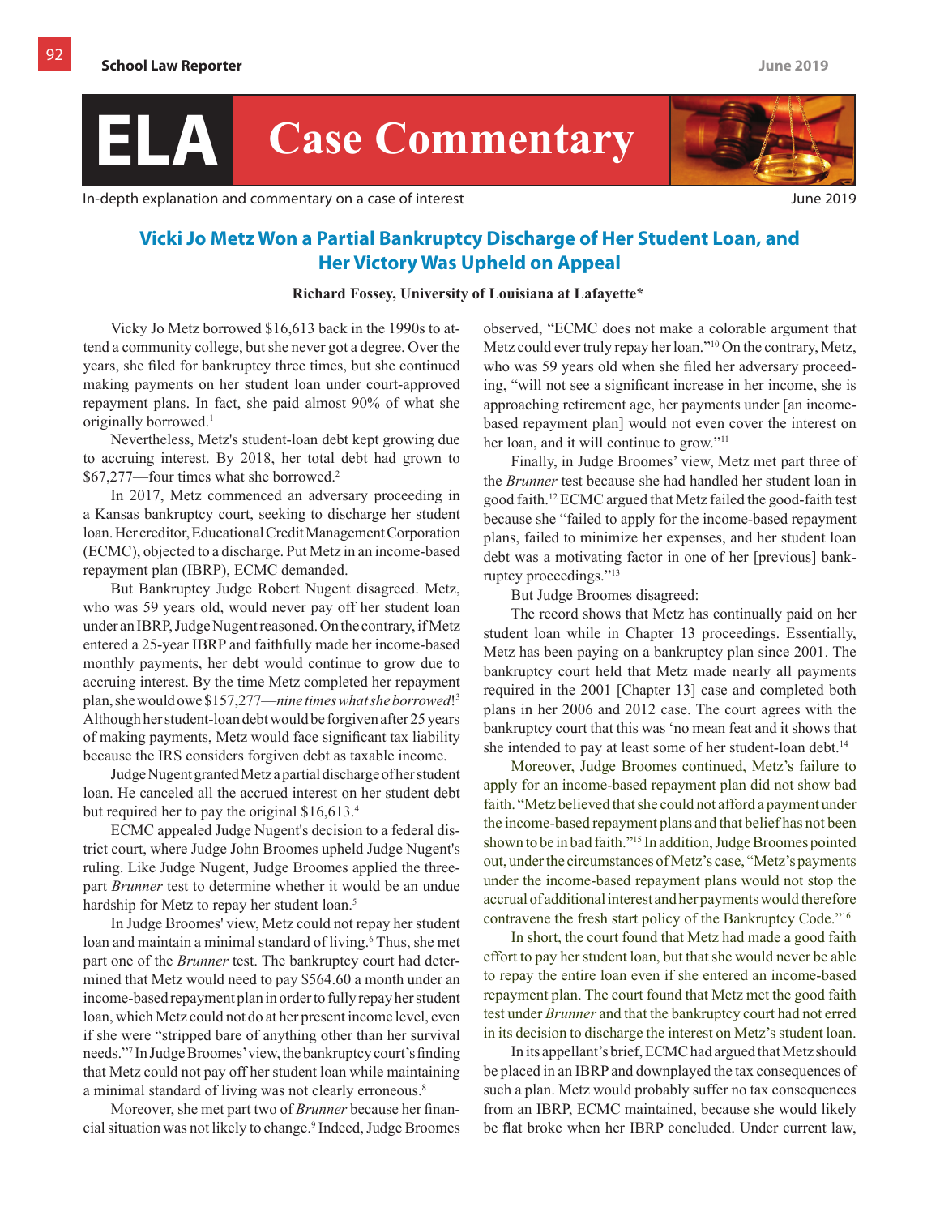# ELA Case Commentary

In-depth explanation and commentary on a case of interest

June 2019

## Vicki Jo Metz Won a Partial Bankruptcy Discharge of Her Student Loan, and Her Victory Was Upheld on Appeal

**Richard Fossey, University of Louisiana at Lafayette***

Vicky Jo Metz borrowed $16,613 back in the 1990s to attend a community college, but she never got a degree. Over the years, she filed for bankruptcy three times, but she continued making payments on her student loan under court-approved repayment plans. In fact, she paid almost 90% of what she originally borrowed.[1]

Nevertheless, Metz's student-loan debt kept growing due to accruing interest. By 2018, her total debt had grown to $67,277—four times what she borrowed.[2]

In 2017, Metz commenced an adversary proceeding in a Kansas bankruptcy court, seeking to discharge her student loan. Her creditor, Educational Credit Management Corporation (ECMC), objected to a discharge. Put Metz in an income-based repayment plan (IBRP), ECMC demanded.

But Bankruptcy Judge Robert Nugent disagreed. Metz, who was 59 years old, would never pay off her student loan under an IBRP, Judge Nugent reasoned. On the contrary, if Metz entered a 25-year IBRP and faithfully made her income-based monthly payments, her debt would continue to grow due to accruing interest. By the time Metz completed her repayment plan, she would owe $157,277—*nine times what she borrowed*![3] Although her student-loan debt would be forgiven after 25 years of making payments, Metz would face significant tax liability because the IRS considers forgiven debt as taxable income.

Judge Nugent granted Metz a partial discharge of her student loan. He canceled all the accrued interest on her student debt but required her to pay the original $16,613.[4]

ECMC appealed Judge Nugent's decision to a federal district court, where Judge John Broomes upheld Judge Nugent's ruling. Like Judge Nugent, Judge Broomes applied the three-part *Brunner* test to determine whether it would be an undue hardship for Metz to repay her student loan.[5]

In Judge Broomes' view, Metz could not repay her student loan and maintain a minimal standard of living.[6] Thus, she met part one of the *Brunner* test. The bankruptcy court had determined that Metz would need to pay $564.60 a month under an income-based repayment plan in order to fully repay her student loan, which Metz could not do at her present income level, even if she were "stripped bare of anything other than her survival needs."[7] In Judge Broomes' view, the bankruptcy court's finding that Metz could not pay off her student loan while maintaining a minimal standard of living was not clearly erroneous.[8]

Moreover, she met part two of *Brunner* because her financial situation was not likely to change.[9] Indeed, Judge Broomes observed, "ECMC does not make a colorable argument that Metz could ever truly repay her loan."[10] On the contrary, Metz, who was 59 years old when she filed her adversary proceeding, "will not see a significant increase in her income, she is approaching retirement age, her payments under [an income-based repayment plan] would not even cover the interest on her loan, and it will continue to grow."[11]

Finally, in Judge Broomes' view, Metz met part three of the *Brunner* test because she had handled her student loan in good faith.[12] ECMC argued that Metz failed the good-faith test because she "failed to apply for the income-based repayment plans, failed to minimize her expenses, and her student loan debt was a motivating factor in one of her [previous] bankruptcy proceedings."[13]

But Judge Broomes disagreed:

The record shows that Metz has continually paid on her student loan while in Chapter 13 proceedings. Essentially, Metz has been paying on a bankruptcy plan since 2001. The bankruptcy court held that Metz made nearly all payments required in the 2001 [Chapter 13] case and completed both plans in her 2006 and 2012 case. The court agrees with the bankruptcy court that this was 'no mean feat and it shows that she intended to pay at least some of her student-loan debt.[14]

Moreover, Judge Broomes continued, Metz's failure to apply for an income-based repayment plan did not show bad faith. "Metz believed that she could not afford a payment under the income-based repayment plans and that belief has not been shown to be in bad faith."[15] In addition, Judge Broomes pointed out, under the circumstances of Metz's case, "Metz's payments under the income-based repayment plans would not stop the accrual of additional interest and her payments would therefore contravene the fresh start policy of the Bankruptcy Code."[16]

In short, the court found that Metz had made a good faith effort to pay her student loan, but that she would never be able to repay the entire loan even if she entered an income-based repayment plan. The court found that Metz met the good faith test under *Brunner* and that the bankruptcy court had not erred in its decision to discharge the interest on Metz's student loan.

In its appellant's brief, ECMC had argued that Metz should be placed in an IBRP and downplayed the tax consequences of such a plan. Metz would probably suffer no tax consequences from an IBRP, ECMC maintained, because she would likely be flat broke when her IBRP concluded. Under current law,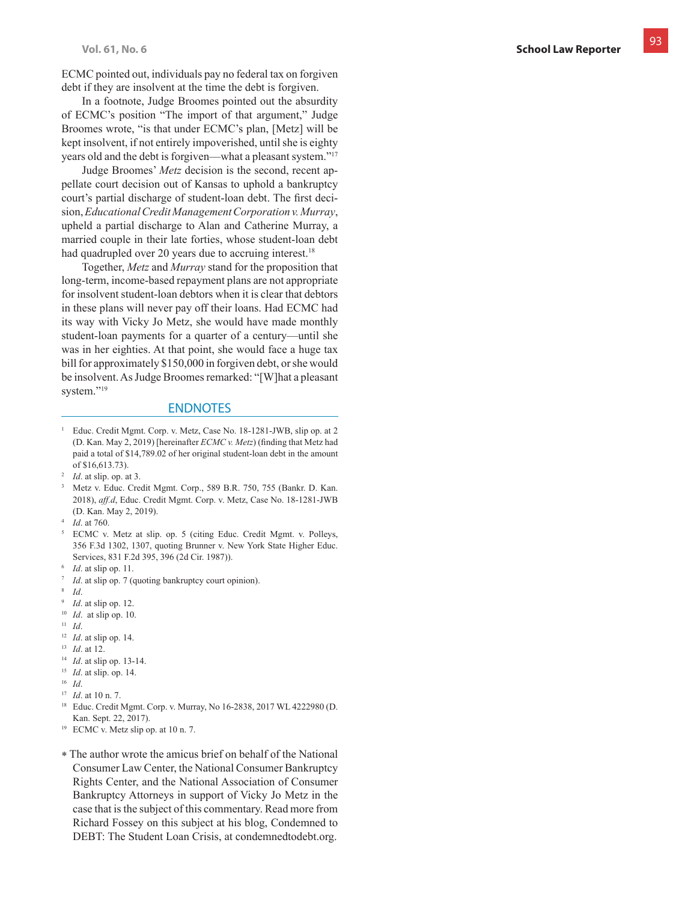ECMC pointed out, individuals pay no federal tax on forgiven debt if they are insolvent at the time the debt is forgiven.

In a footnote, Judge Broomes pointed out the absurdity of ECMC's position "The import of that argument," Judge Broomes wrote, "is that under ECMC's plan, [Metz] will be kept insolvent, if not entirely impoverished, until she is eighty years old and the debt is forgiven—what a pleasant system."[17]

Judge Broomes' *Metz* decision is the second, recent appellate court decision out of Kansas to uphold a bankruptcy court's partial discharge of student-loan debt. The first decision, *Educational Credit Management Corporation v. Murray*, upheld a partial discharge to Alan and Catherine Murray, a married couple in their late forties, whose student-loan debt had quadrupled over 20 years due to accruing interest.[18]

Together, *Metz* and *Murray* stand for the proposition that long-term, income-based repayment plans are not appropriate for insolvent student-loan debtors when it is clear that debtors in these plans will never pay off their loans. Had ECMC had its way with Vicky Jo Metz, she would have made monthly student-loan payments for a quarter of a century—until she was in her eighties. At that point, she would face a huge tax bill for approximately $150,000 in forgiven debt, or she would be insolvent. As Judge Broomes remarked: "[W]hat a pleasant system."[19]

## ENDNOTES

1. Educ. Credit Mgmt. Corp. v. Metz, Case No. 18-1281-JWB, slip op. at 2 (D. Kan. May 2, 2019) [hereinafter *ECMC v. Metz*) (finding that Metz had paid a total of $14,789.02 of her original student-loan debt in the amount of $16,613.73).
2. *Id*. at slip. op. at 3.
3. Metz v. Educ. Credit Mgmt. Corp., 589 B.R. 750, 755 (Bankr. D. Kan. 2018), *aff.d*, Educ. Credit Mgmt. Corp. v. Metz, Case No. 18-1281-JWB (D. Kan. May 2, 2019).
4. *Id*. at 760.
5. ECMC v. Metz at slip. op. 5 (citing Educ. Credit Mgmt. v. Polleys, 356 F.3d 1302, 1307, quoting Brunner v. New York State Higher Educ. Services, 831 F.2d 395, 396 (2d Cir. 1987)).
6. *Id*. at slip op. 11.
7. *Id*. at slip op. 7 (quoting bankruptcy court opinion).
8. *Id*.
9. *Id*. at slip op. 12.
10. *Id*. at slip op. 10.
11. *Id*.
12. *Id*. at slip op. 14.
13. *Id*. at 12.
14. *Id*. at slip op. 13-14.
15. *Id*. at slip. op. 14.
16. *Id*.
17. *Id*. at 10 n. 7.
18. Educ. Credit Mgmt. Corp. v. Murray, No 16-2838, 2017 WL 4222980 (D. Kan. Sept. 22, 2017).
19. ECMC v. Metz slip op. at 10 n. 7.

* The author wrote the amicus brief on behalf of the National Consumer Law Center, the National Consumer Bankruptcy Rights Center, and the National Association of Consumer Bankruptcy Attorneys in support of Vicky Jo Metz in the case that is the subject of this commentary. Read more from Richard Fossey on this subject at his blog, Condemned to DEBT: The Student Loan Crisis, at condemnedtodebt.org.